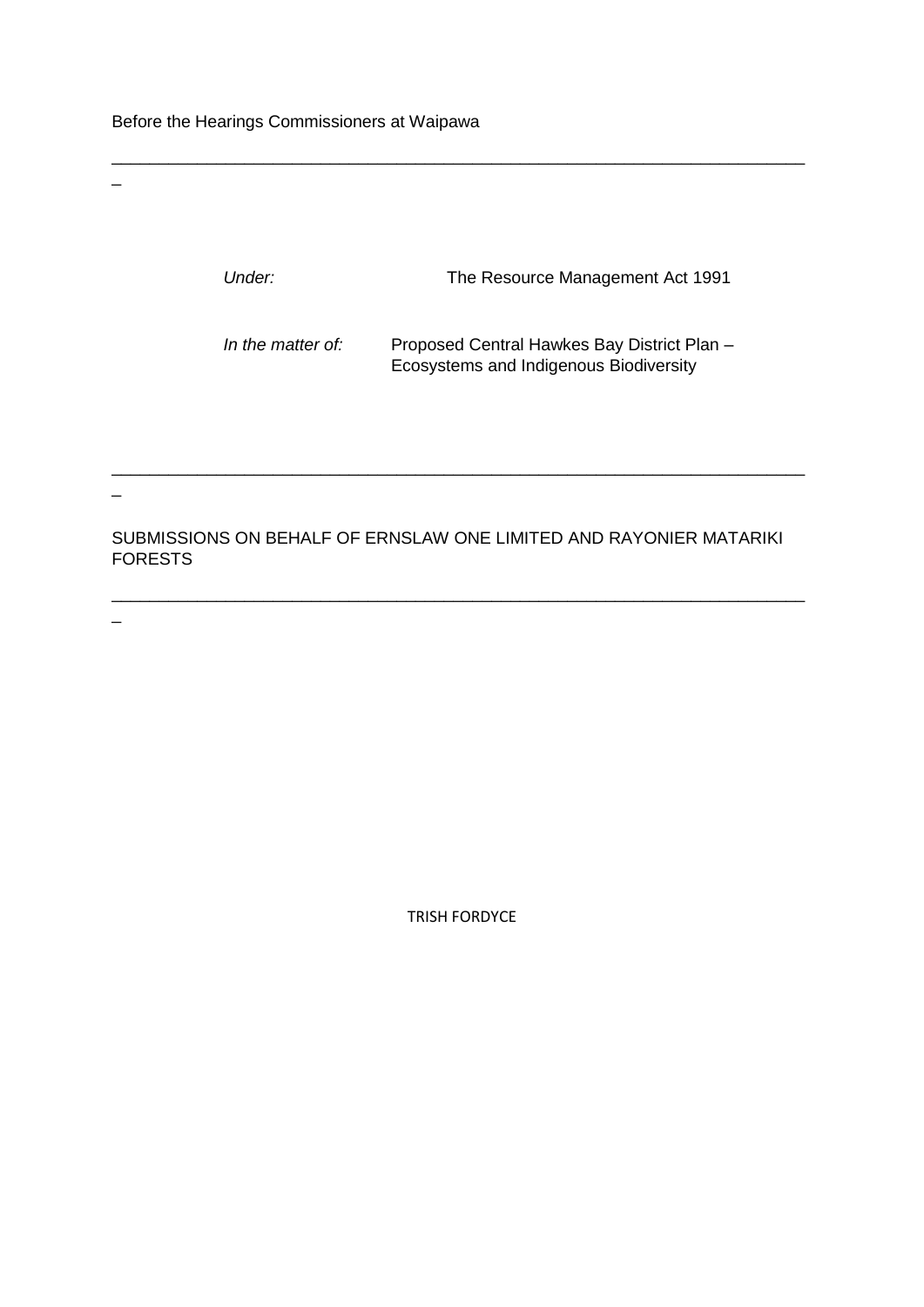Before the Hearings Commissioners at Waipawa

---

*Under:* The Resource Management Act 1991

*In the matter of:* Proposed Central Hawkes Bay District Plan – Ecosystems and Indigenous Biodiversity

---

SUBMISSIONS ON BEHALF OF ERNSLAW ONE LIMITED AND RAYONIER MATARIKI FORESTS

---

TRISH FORDYCE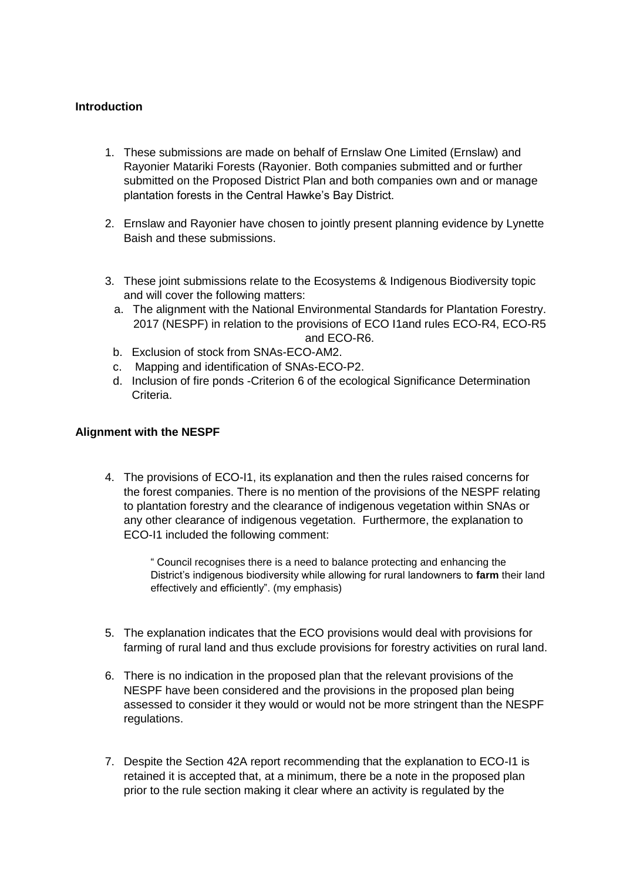## Introduction

1. These submissions are made on behalf of Ernslaw One Limited (Ernslaw) and Rayonier Matariki Forests (Rayonier. Both companies submitted and or further submitted on the Proposed District Plan and both companies own and or manage plantation forests in the Central Hawke's Bay District.

2. Ernslaw and Rayonier have chosen to jointly present planning evidence by Lynette Baish and these submissions.

3. These joint submissions relate to the Ecosystems & Indigenous Biodiversity topic and will cover the following matters:
   a. The alignment with the National Environmental Standards for Plantation Forestry. 2017 (NESPF) in relation to the provisions of ECO I1and rules ECO-R4, ECO-R5 and ECO-R6.
   b. Exclusion of stock from SNAs-ECO-AM2.
   c. Mapping and identification of SNAs-ECO-P2.
   d. Inclusion of fire ponds -Criterion 6 of the ecological Significance Determination Criteria.

## Alignment with the NESPF

4. The provisions of ECO-I1, its explanation and then the rules raised concerns for the forest companies. There is no mention of the provisions of the NESPF relating to plantation forestry and the clearance of indigenous vegetation within SNAs or any other clearance of indigenous vegetation. Furthermore, the explanation to ECO-I1 included the following comment:

   > " Council recognises there is a need to balance protecting and enhancing the District's indigenous biodiversity while allowing for rural landowners to **farm** their land effectively and efficiently". (my emphasis)

5. The explanation indicates that the ECO provisions would deal with provisions for farming of rural land and thus exclude provisions for forestry activities on rural land.

6. There is no indication in the proposed plan that the relevant provisions of the NESPF have been considered and the provisions in the proposed plan being assessed to consider it they would or would not be more stringent than the NESPF regulations.

7. Despite the Section 42A report recommending that the explanation to ECO-I1 is retained it is accepted that, at a minimum, there be a note in the proposed plan prior to the rule section making it clear where an activity is regulated by the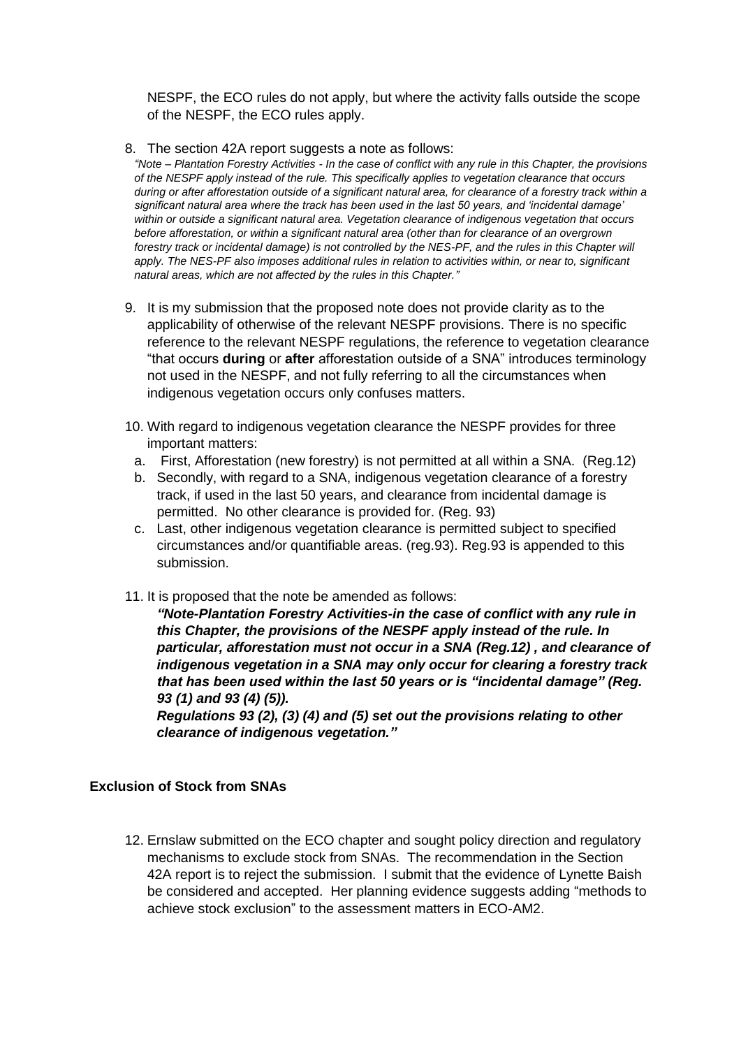NESPF, the ECO rules do not apply, but where the activity falls outside the scope of the NESPF, the ECO rules apply.

8. The section 42A report suggests a note as follows:
   *"Note – Plantation Forestry Activities - In the case of conflict with any rule in this Chapter, the provisions of the NESPF apply instead of the rule. This specifically applies to vegetation clearance that occurs during or after afforestation outside of a significant natural area, for clearance of a forestry track within a significant natural area where the track has been used in the last 50 years, and 'incidental damage' within or outside a significant natural area. Vegetation clearance of indigenous vegetation that occurs before afforestation, or within a significant natural area (other than for clearance of an overgrown forestry track or incidental damage) is not controlled by the NES-PF, and the rules in this Chapter will apply. The NES-PF also imposes additional rules in relation to activities within, or near to, significant natural areas, which are not affected by the rules in this Chapter."*

9. It is my submission that the proposed note does not provide clarity as to the applicability of otherwise of the relevant NESPF provisions. There is no specific reference to the relevant NESPF regulations, the reference to vegetation clearance "that occurs **during** or **after** afforestation outside of a SNA" introduces terminology not used in the NESPF, and not fully referring to all the circumstances when indigenous vegetation occurs only confuses matters.

10. With regard to indigenous vegetation clearance the NESPF provides for three important matters:
    a. First, Afforestation (new forestry) is not permitted at all within a SNA. (Reg.12)
    b. Secondly, with regard to a SNA, indigenous vegetation clearance of a forestry track, if used in the last 50 years, and clearance from incidental damage is permitted. No other clearance is provided for. (Reg. 93)
    c. Last, other indigenous vegetation clearance is permitted subject to specified circumstances and/or quantifiable areas. (reg.93). Reg.93 is appended to this submission.

11. It is proposed that the note be amended as follows:
    ***"Note-Plantation Forestry Activities-in the case of conflict with any rule in this Chapter, the provisions of the NESPF apply instead of the rule. In particular, afforestation must not occur in a SNA (Reg.12) , and clearance of indigenous vegetation in a SNA may only occur for clearing a forestry track that has been used within the last 50 years or is "incidental damage" (Reg. 93 (1) and 93 (4) (5)).***
    ***Regulations 93 (2), (3) (4) and (5) set out the provisions relating to other clearance of indigenous vegetation."***

**Exclusion of Stock from SNAs**

12. Ernslaw submitted on the ECO chapter and sought policy direction and regulatory mechanisms to exclude stock from SNAs. The recommendation in the Section 42A report is to reject the submission. I submit that the evidence of Lynette Baish be considered and accepted. Her planning evidence suggests adding "methods to achieve stock exclusion" to the assessment matters in ECO-AM2.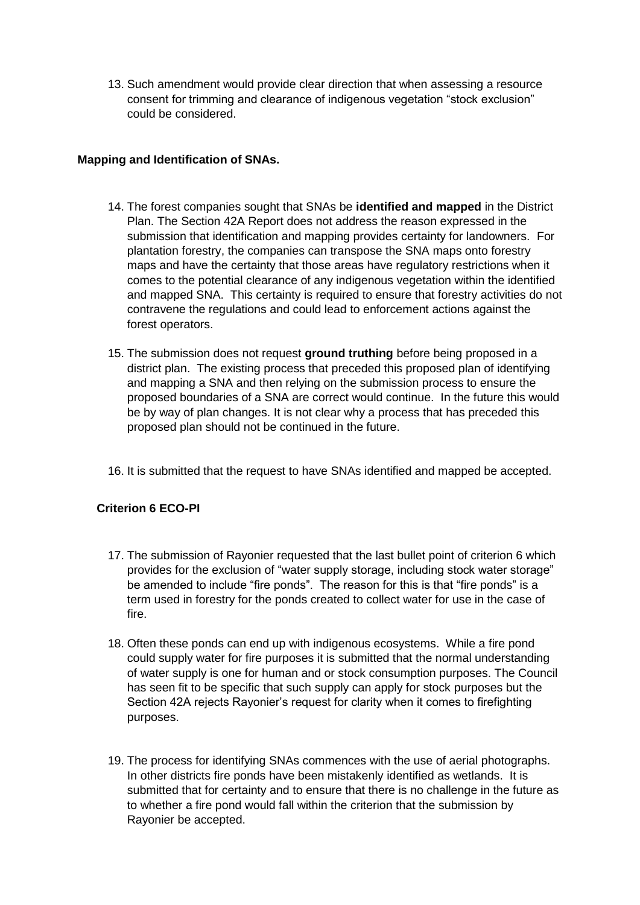13. Such amendment would provide clear direction that when assessing a resource consent for trimming and clearance of indigenous vegetation "stock exclusion" could be considered.

**Mapping and Identification of SNAs.**

14. The forest companies sought that SNAs be **identified and mapped** in the District Plan. The Section 42A Report does not address the reason expressed in the submission that identification and mapping provides certainty for landowners. For plantation forestry, the companies can transpose the SNA maps onto forestry maps and have the certainty that those areas have regulatory restrictions when it comes to the potential clearance of any indigenous vegetation within the identified and mapped SNA. This certainty is required to ensure that forestry activities do not contravene the regulations and could lead to enforcement actions against the forest operators.

15. The submission does not request **ground truthing** before being proposed in a district plan. The existing process that preceded this proposed plan of identifying and mapping a SNA and then relying on the submission process to ensure the proposed boundaries of a SNA are correct would continue. In the future this would be by way of plan changes. It is not clear why a process that has preceded this proposed plan should not be continued in the future.

16. It is submitted that the request to have SNAs identified and mapped be accepted.

**Criterion 6 ECO-PI**

17. The submission of Rayonier requested that the last bullet point of criterion 6 which provides for the exclusion of "water supply storage, including stock water storage" be amended to include "fire ponds". The reason for this is that "fire ponds" is a term used in forestry for the ponds created to collect water for use in the case of fire.

18. Often these ponds can end up with indigenous ecosystems. While a fire pond could supply water for fire purposes it is submitted that the normal understanding of water supply is one for human and or stock consumption purposes. The Council has seen fit to be specific that such supply can apply for stock purposes but the Section 42A rejects Rayonier's request for clarity when it comes to firefighting purposes.

19. The process for identifying SNAs commences with the use of aerial photographs. In other districts fire ponds have been mistakenly identified as wetlands. It is submitted that for certainty and to ensure that there is no challenge in the future as to whether a fire pond would fall within the criterion that the submission by Rayonier be accepted.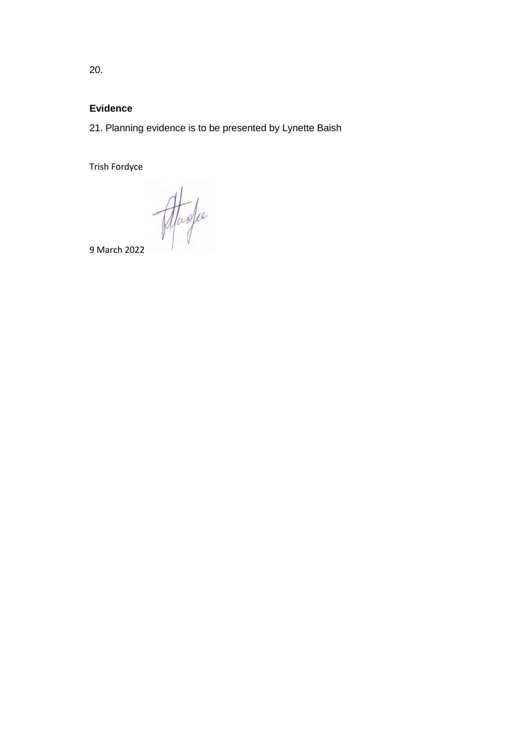20.

**Evidence**

21. Planning evidence is to be presented by Lynette Baish

Trish Fordyce

9 March 2022